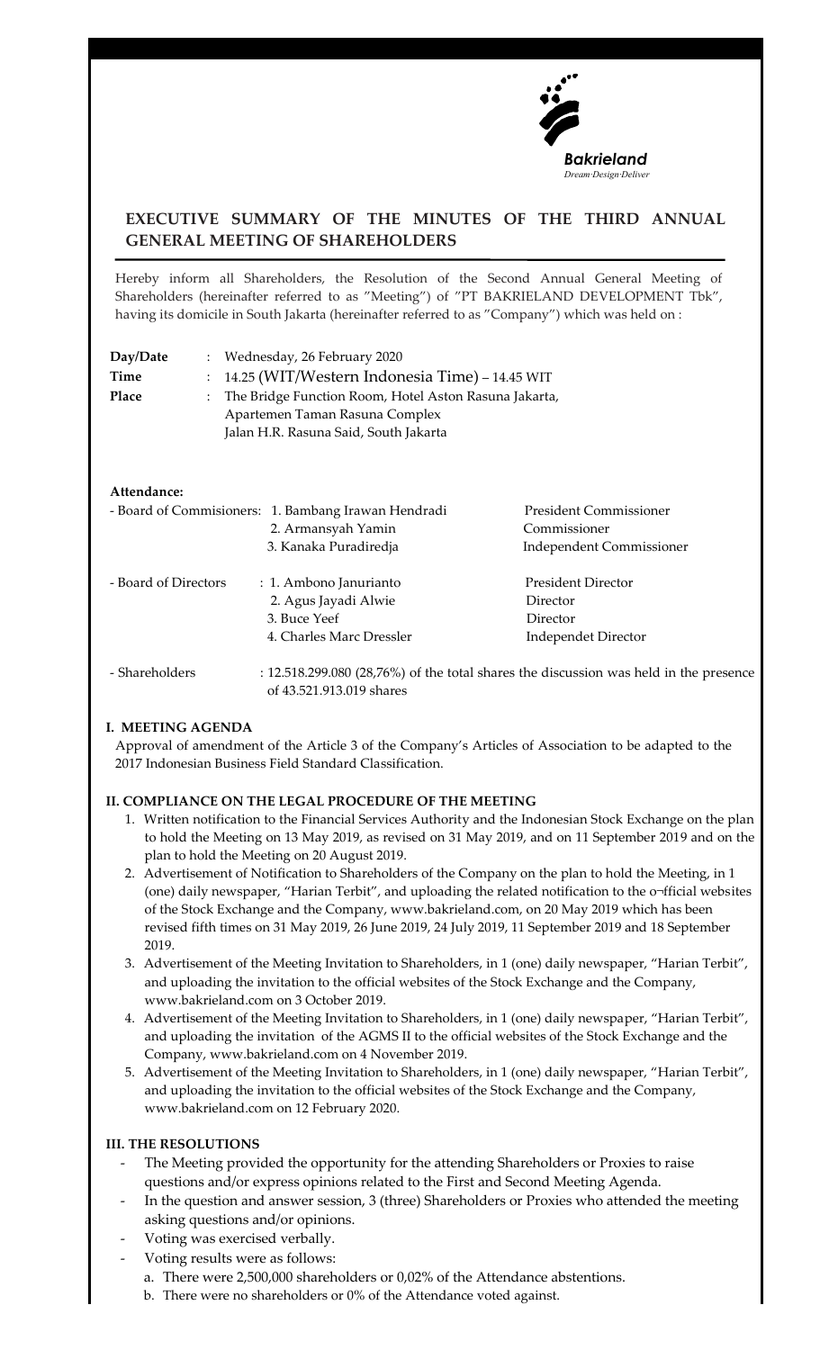Bakrieland
*Dream·Design·Deliver*

## EXECUTIVE SUMMARY OF THE MINUTES OF THE THIRD ANNUAL GENERAL MEETING OF SHAREHOLDERS

Hereby inform all Shareholders, the Resolution of the Second Annual General Meeting of Shareholders (hereinafter referred to as "Meeting") of "PT BAKRIELAND DEVELOPMENT Tbk", having its domicile in South Jakarta (hereinafter referred to as "Company") which was held on :

| | | |
|---|---|---|
| **Day/Date** | : | Wednesday, 26 February 2020 |
| **Time** | : | 14.25 (WIT/Western Indonesia Time) – 14.45 WIT |
| **Place** | : | The Bridge Function Room, Hotel Aston Rasuna Jakarta, Apartemen Taman Rasuna Complex Jalan H.R. Rasuna Said, South Jakarta |

**Attendance:**

| | | |
|---|---|---|
| - Board of Commisioners: | 1. Bambang Irawan Hendradi | President Commissioner |
| | 2. Armansyah Yamin | Commissioner |
| | 3. Kanaka Puradiredja | Independent Commissioner |
| - Board of Directors | : 1. Ambono Janurianto | President Director |
| | 2. Agus Jayadi Alwie | Director |
| | 3. Buce Yeef | Director |
| | 4. Charles Marc Dressler | Independet Director |

- Shareholders : 12.518.299.080 (28,76%) of the total shares the discussion was held in the presence of 43.521.913.019 shares

### I. MEETING AGENDA

Approval of amendment of the Article 3 of the Company's Articles of Association to be adapted to the 2017 Indonesian Business Field Standard Classification.

### II. COMPLIANCE ON THE LEGAL PROCEDURE OF THE MEETING

1. Written notification to the Financial Services Authority and the Indonesian Stock Exchange on the plan to hold the Meeting on 13 May 2019, as revised on 31 May 2019, and on 11 September 2019 and on the plan to hold the Meeting on 20 August 2019.
2. Advertisement of Notification to Shareholders of the Company on the plan to hold the Meeting, in 1 (one) daily newspaper, "Harian Terbit", and uploading the related notification to the o¬fficial websites of the Stock Exchange and the Company, www.bakrieland.com, on 20 May 2019 which has been revised fifth times on 31 May 2019, 26 June 2019, 24 July 2019, 11 September 2019 and 18 September 2019.
3. Advertisement of the Meeting Invitation to Shareholders, in 1 (one) daily newspaper, "Harian Terbit", and uploading the invitation to the official websites of the Stock Exchange and the Company, www.bakrieland.com on 3 October 2019.
4. Advertisement of the Meeting Invitation to Shareholders, in 1 (one) daily newspaper, "Harian Terbit", and uploading the invitation of the AGMS II to the official websites of the Stock Exchange and the Company, www.bakrieland.com on 4 November 2019.
5. Advertisement of the Meeting Invitation to Shareholders, in 1 (one) daily newspaper, "Harian Terbit", and uploading the invitation to the official websites of the Stock Exchange and the Company, www.bakrieland.com on 12 February 2020.

### III. THE RESOLUTIONS

- The Meeting provided the opportunity for the attending Shareholders or Proxies to raise questions and/or express opinions related to the First and Second Meeting Agenda.
- In the question and answer session, 3 (three) Shareholders or Proxies who attended the meeting asking questions and/or opinions.
- Voting was exercised verbally.
- Voting results were as follows:
  a. There were 2,500,000 shareholders or 0,02% of the Attendance abstentions.
  b. There were no shareholders or 0% of the Attendance voted against.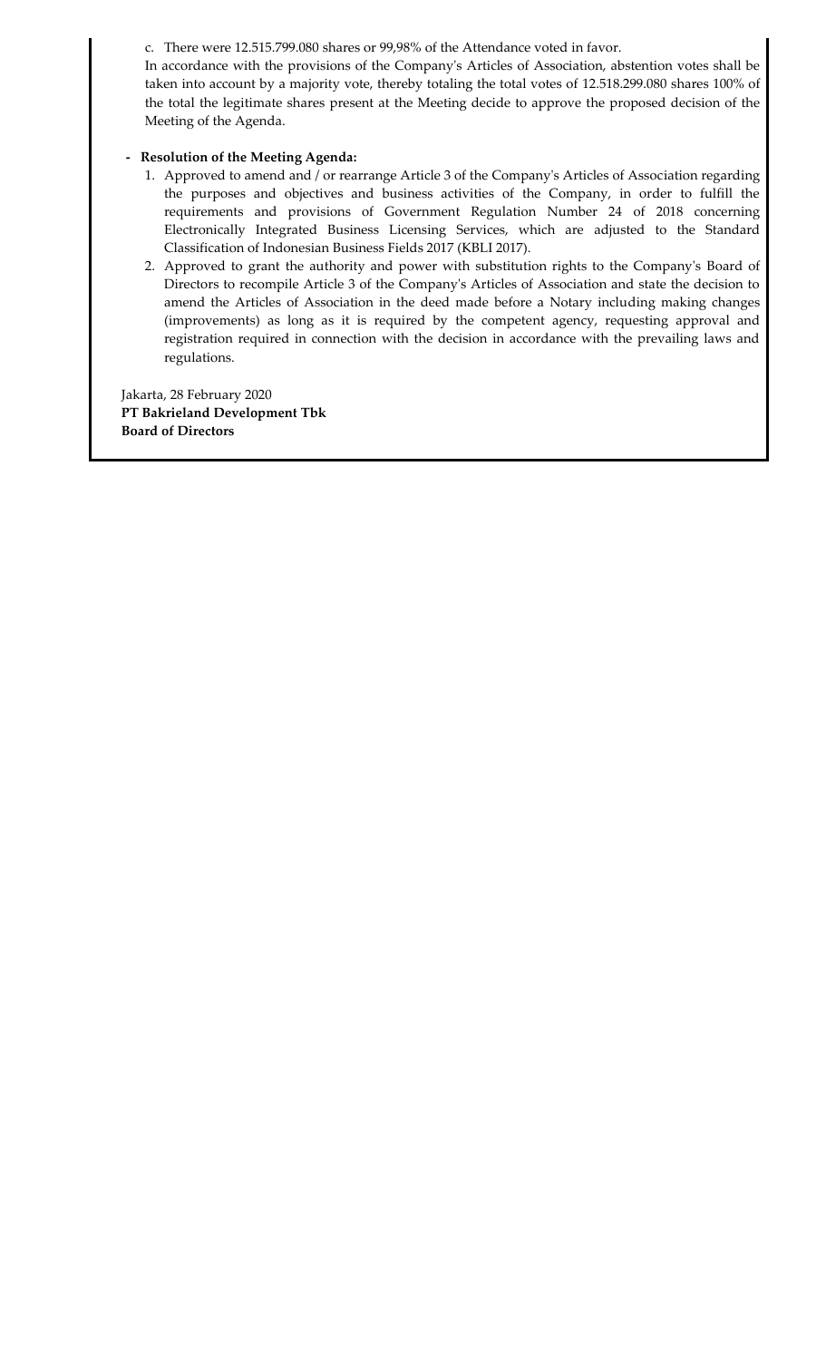c. There were 12.515.799.080 shares or 99,98% of the Attendance voted in favor.

In accordance with the provisions of the Company's Articles of Association, abstention votes shall be taken into account by a majority vote, thereby totaling the total votes of 12.518.299.080 shares 100% of the total the legitimate shares present at the Meeting decide to approve the proposed decision of the Meeting of the Agenda.

- **Resolution of the Meeting Agenda:**
  1. Approved to amend and / or rearrange Article 3 of the Company's Articles of Association regarding the purposes and objectives and business activities of the Company, in order to fulfill the requirements and provisions of Government Regulation Number 24 of 2018 concerning Electronically Integrated Business Licensing Services, which are adjusted to the Standard Classification of Indonesian Business Fields 2017 (KBLI 2017).
  2. Approved to grant the authority and power with substitution rights to the Company's Board of Directors to recompile Article 3 of the Company's Articles of Association and state the decision to amend the Articles of Association in the deed made before a Notary including making changes (improvements) as long as it is required by the competent agency, requesting approval and registration required in connection with the decision in accordance with the prevailing laws and regulations.

Jakarta, 28 February 2020
**PT Bakrieland Development Tbk**
**Board of Directors**